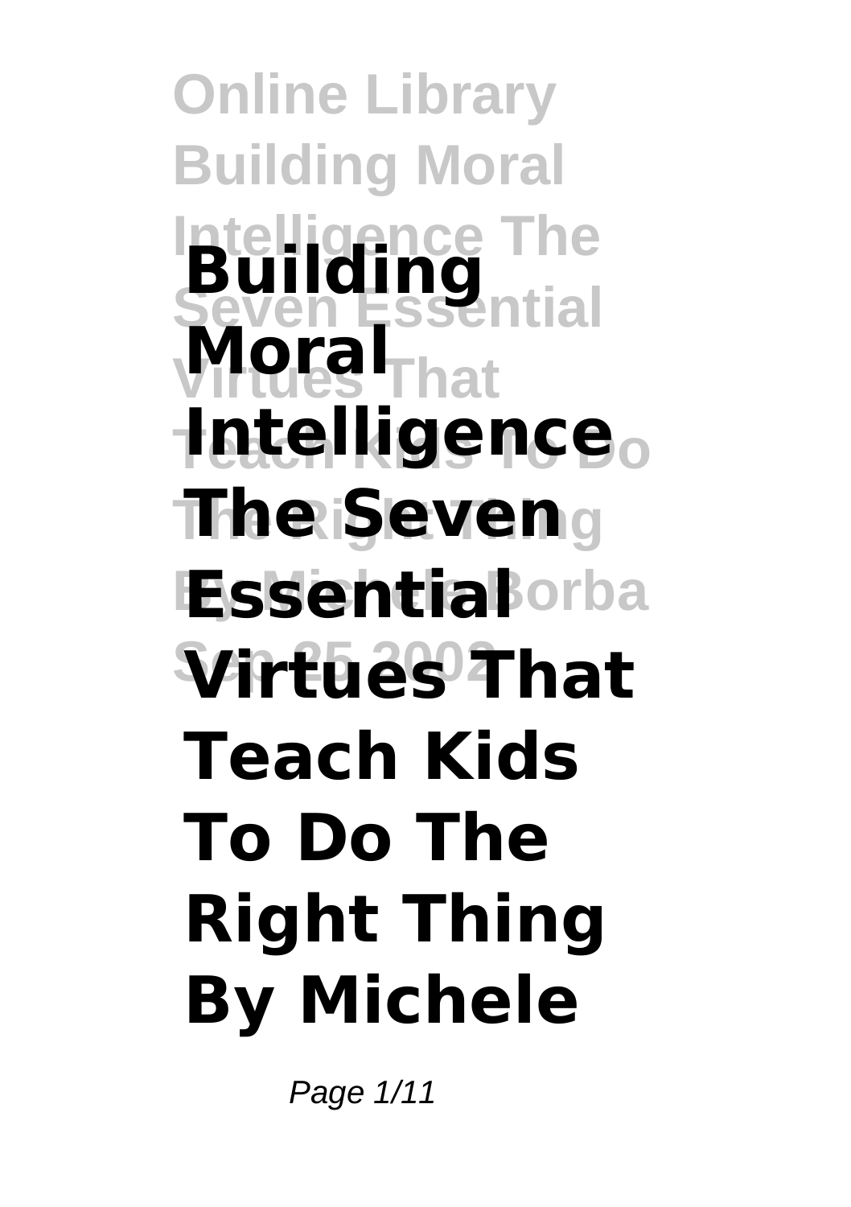# Building Moral Intelligence The Seven Essential Virtues That Teach Kids To Do The Right Thing By Michele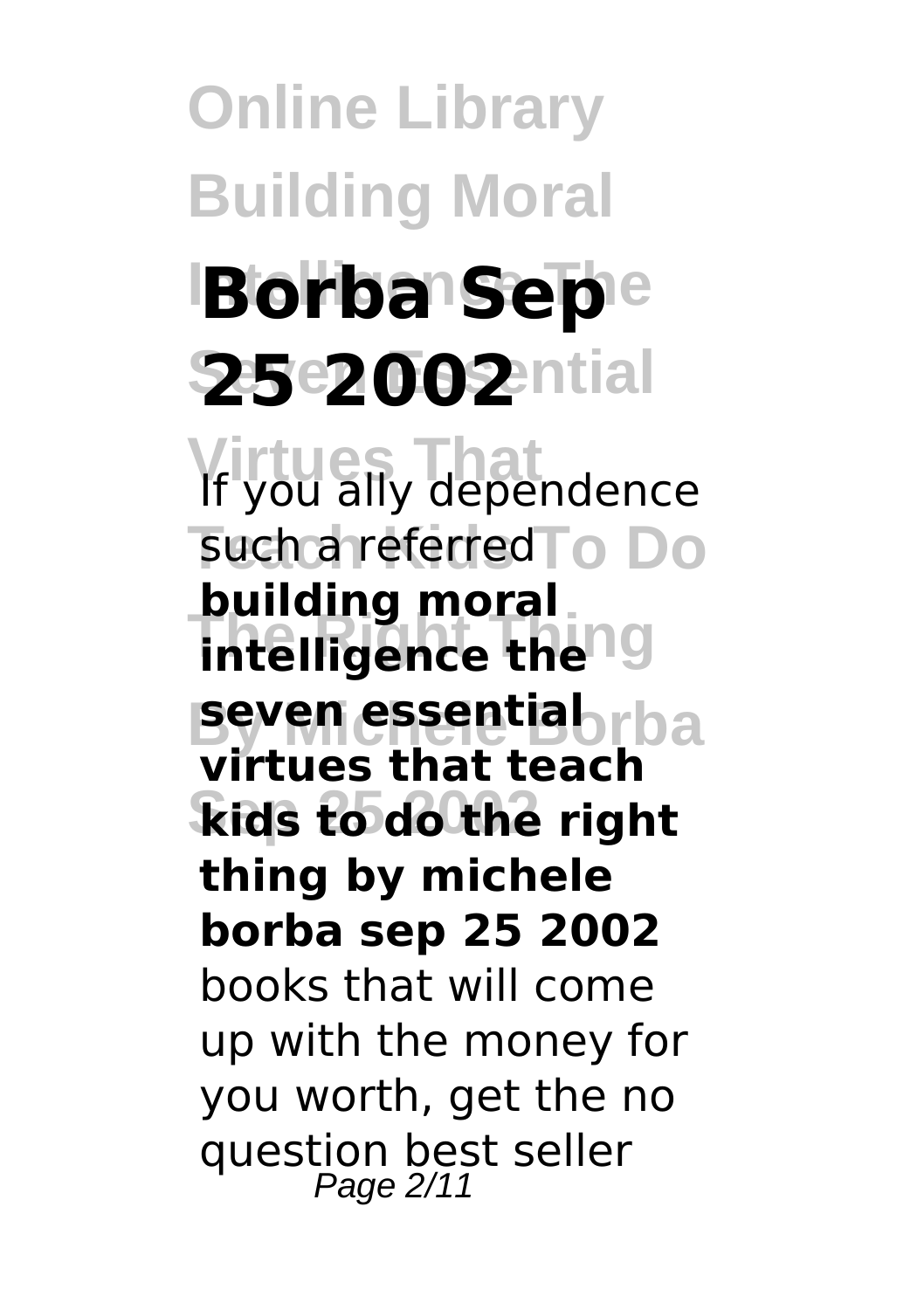# Online Library Building Moral Intelligence The Seven Essential Virtues That Teach Kids To Do The Right Thing By Michele Borba Sep 25 2002

If you ally dependence such a referred **building moral intelligence the seven essential virtues that teach kids to do the right thing by michele borba sep 25 2002** books that will come up with the money for you worth, get the no question best seller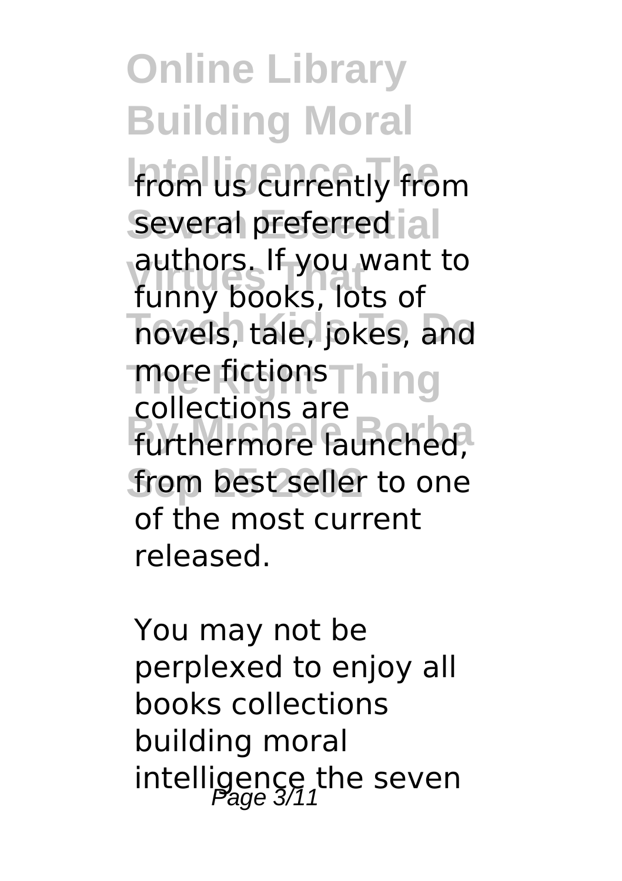from us currently from several preferred authors. If you want to funny books, lots of novels, tale, jokes, and more fictions collections are furthermore launched, from best seller to one of the most current released.

You may not be perplexed to enjoy all books collections building moral intelligence the seven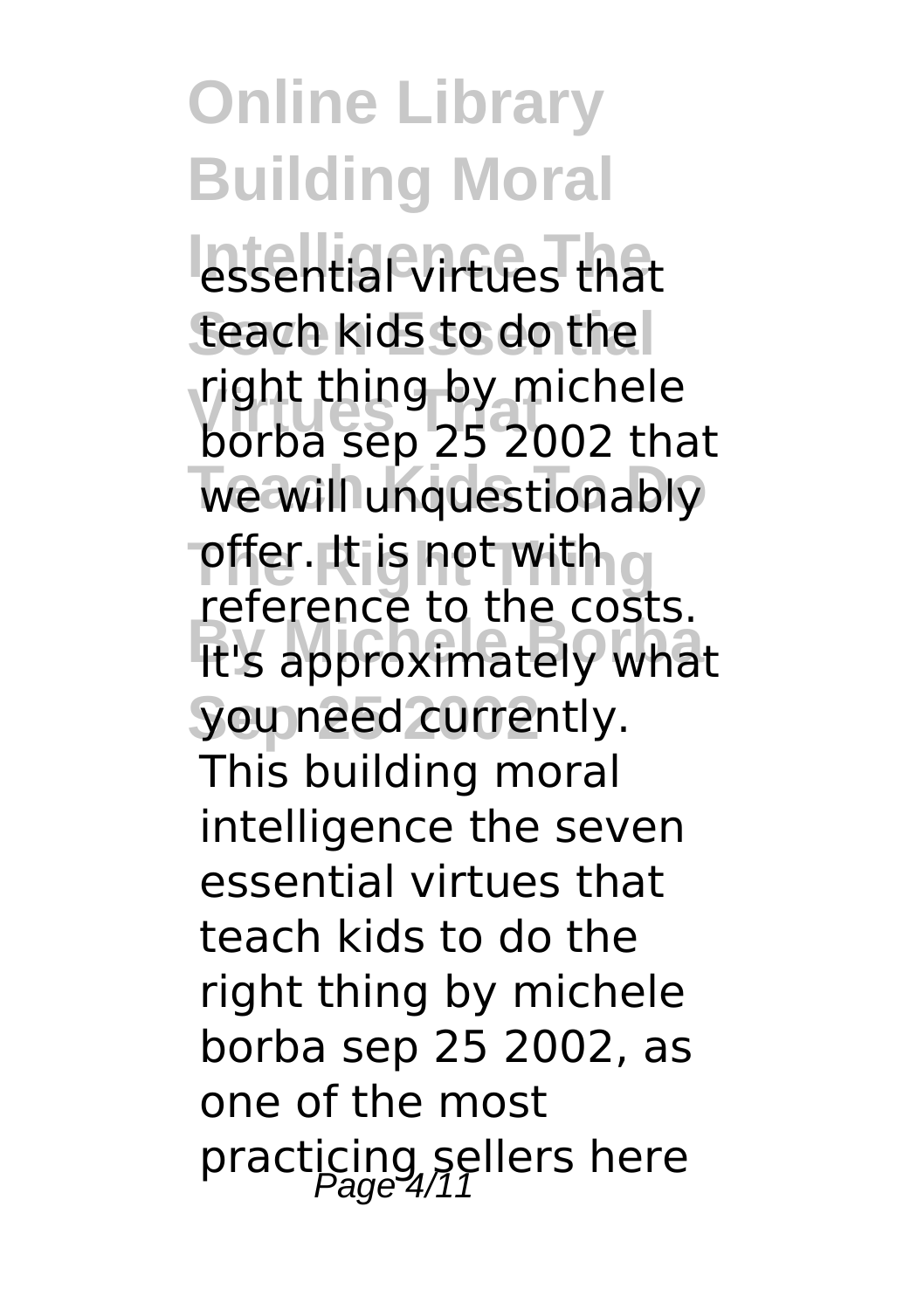essential virtues that teach kids to do the right thing by michele borba sep 25 2002 that we will unquestionably offer. It is not with reference to the costs. It's approximately what you need currently. This building moral intelligence the seven essential virtues that teach kids to do the right thing by michele borba sep 25 2002, as one of the most practicing sellers here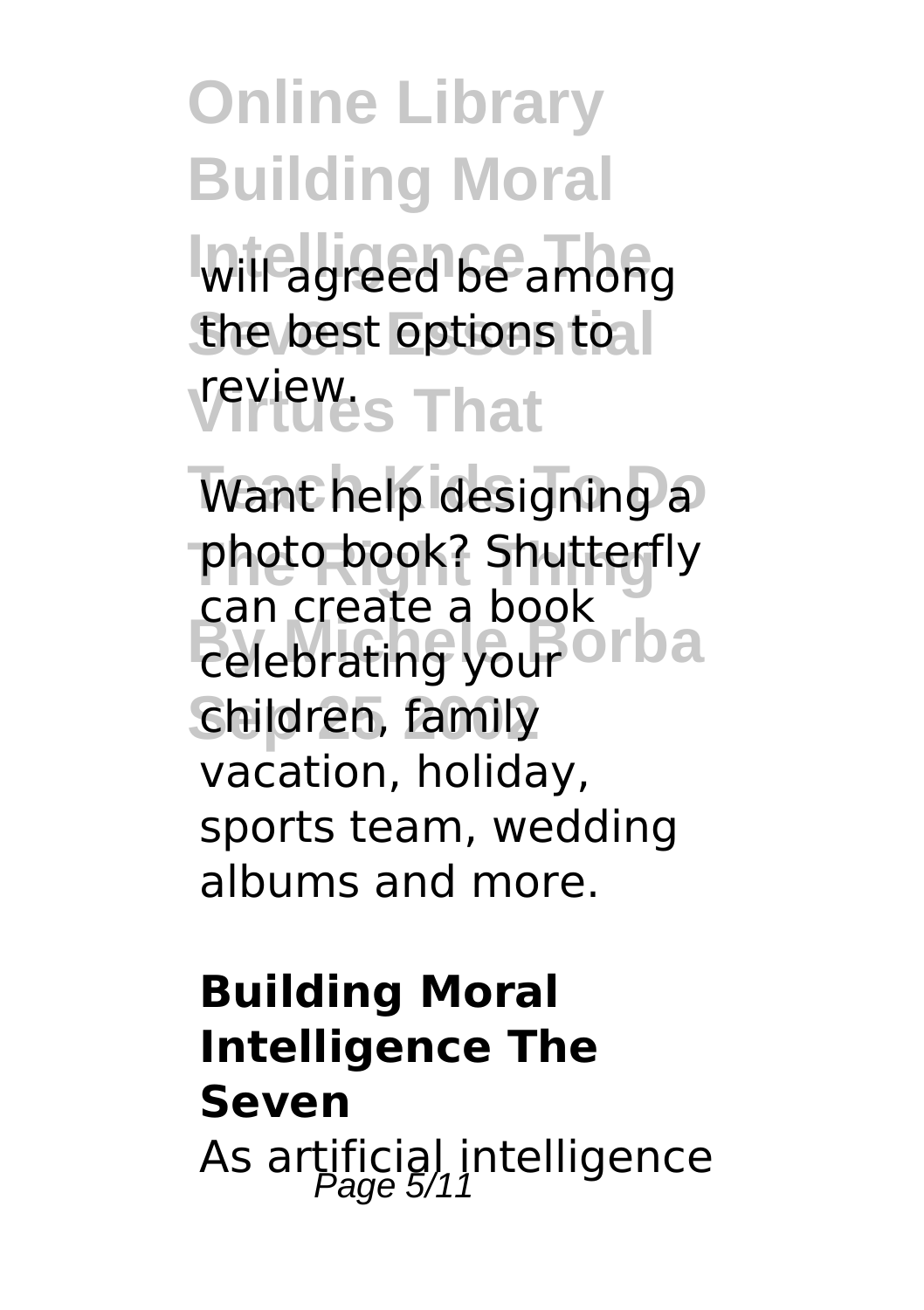will agreed be among the best options to review.

Want help designing a photo book? Shutterfly can create a book celebrating your children, family vacation, holiday, sports team, wedding albums and more.

**Building Moral Intelligence The Seven**

As artificial intelligence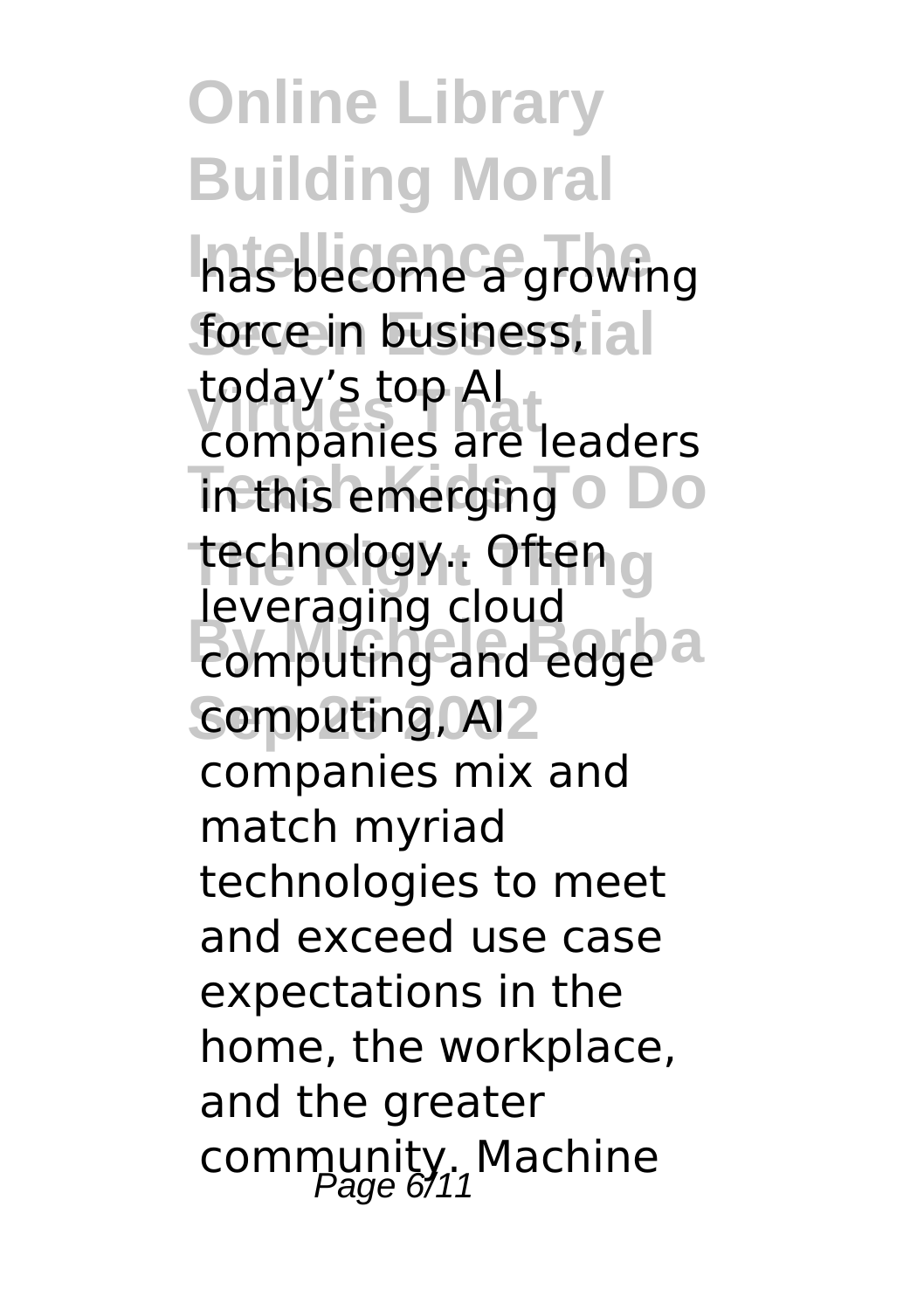has become a growing force in business, today's top AI companies are leaders in this emerging technology.. Often leveraging cloud computing and edge computing, AI companies mix and match myriad technologies to meet and exceed use case expectations in the home, the workplace, and the greater community. Machine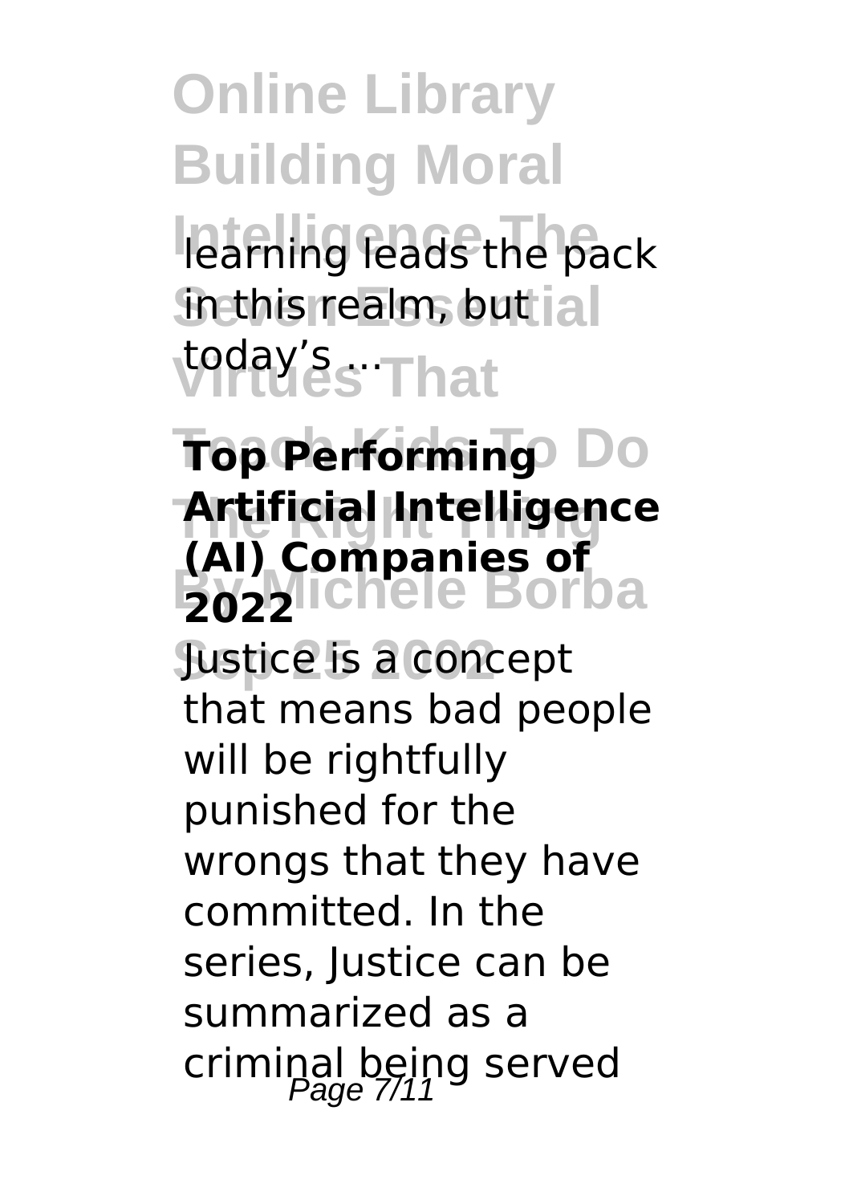learning leads the pack in this realm, but today's ...

**Top Performing Artificial Intelligence (AI) Companies of 2022**

Justice is a concept that means bad people will be rightfully punished for the wrongs that they have committed. In the series, Justice can be summarized as a criminal being served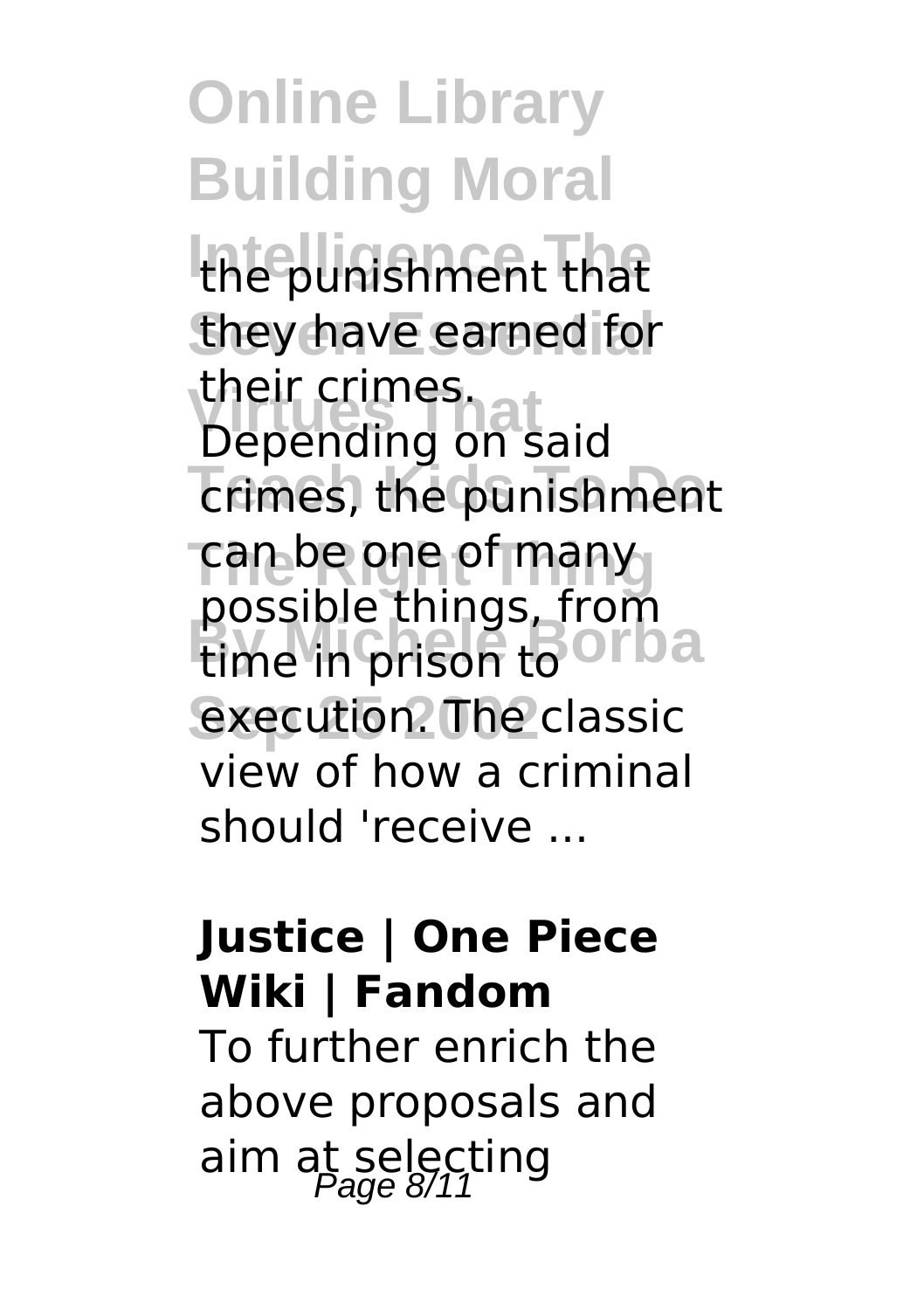the punishment that they have earned for their crimes. Depending on said crimes, the punishment can be one of many possible things, from time in prison to execution. The classic view of how a criminal should 'receive ...

**Justice | One Piece Wiki | Fandom**

To further enrich the above proposals and aim at selecting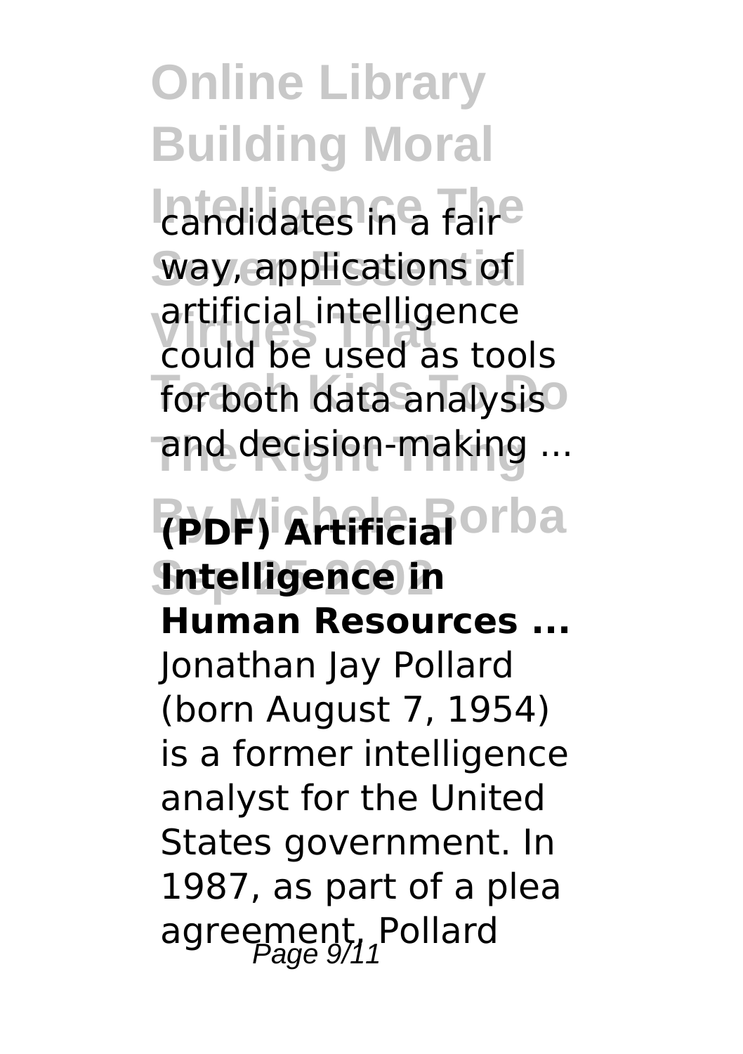candidates in a fair way, applications of artificial intelligence could be used as tools for both data analysis and decision-making ...

**(PDF) Artificial Intelligence in Human Resources ...**

Jonathan Jay Pollard (born August 7, 1954) is a former intelligence analyst for the United States government. In 1987, as part of a plea agreement, Pollard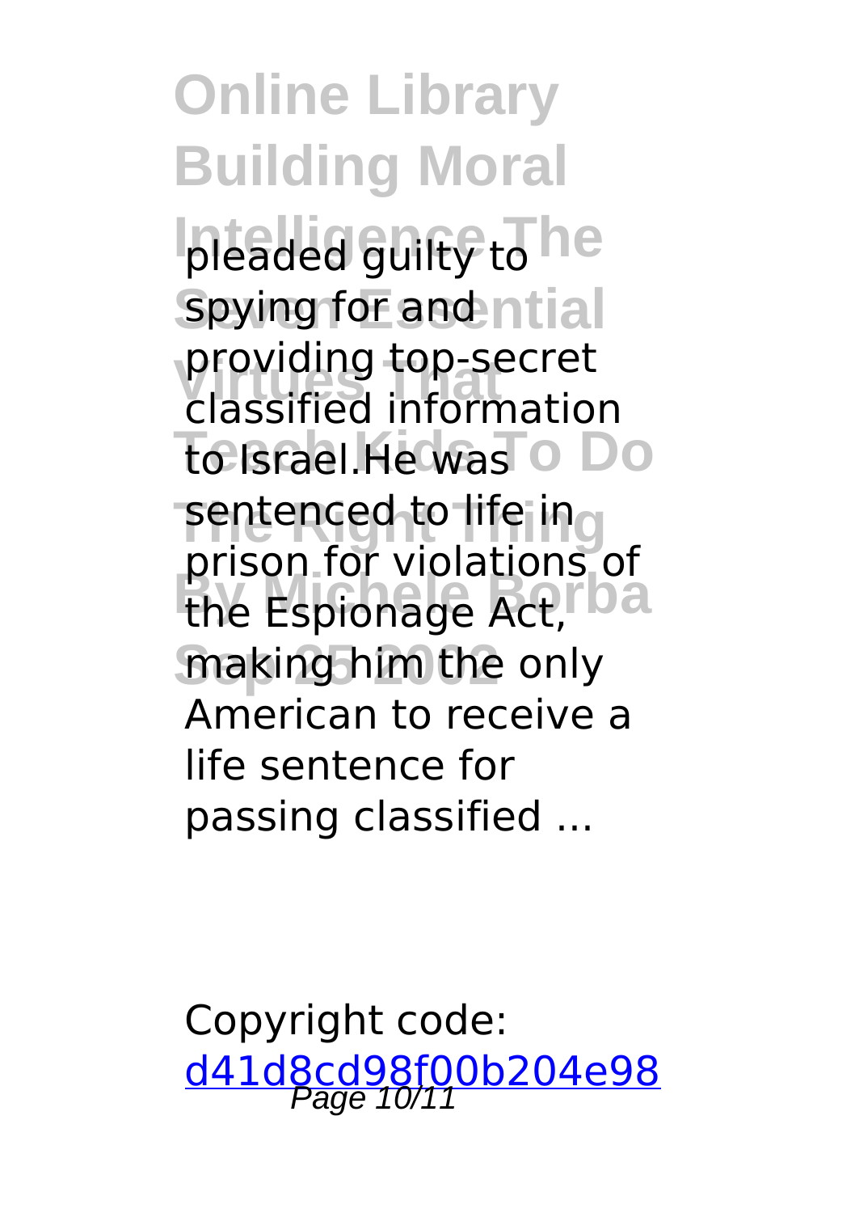pleaded guilty to spying for and providing top-secret classified information to Israel.He was sentenced to life in prison for violations of the Espionage Act, making him the only American to receive a life sentence for passing classified ...

Copyright code: [d41d8cd98f00b204e98](d41d8cd98f00b204e98)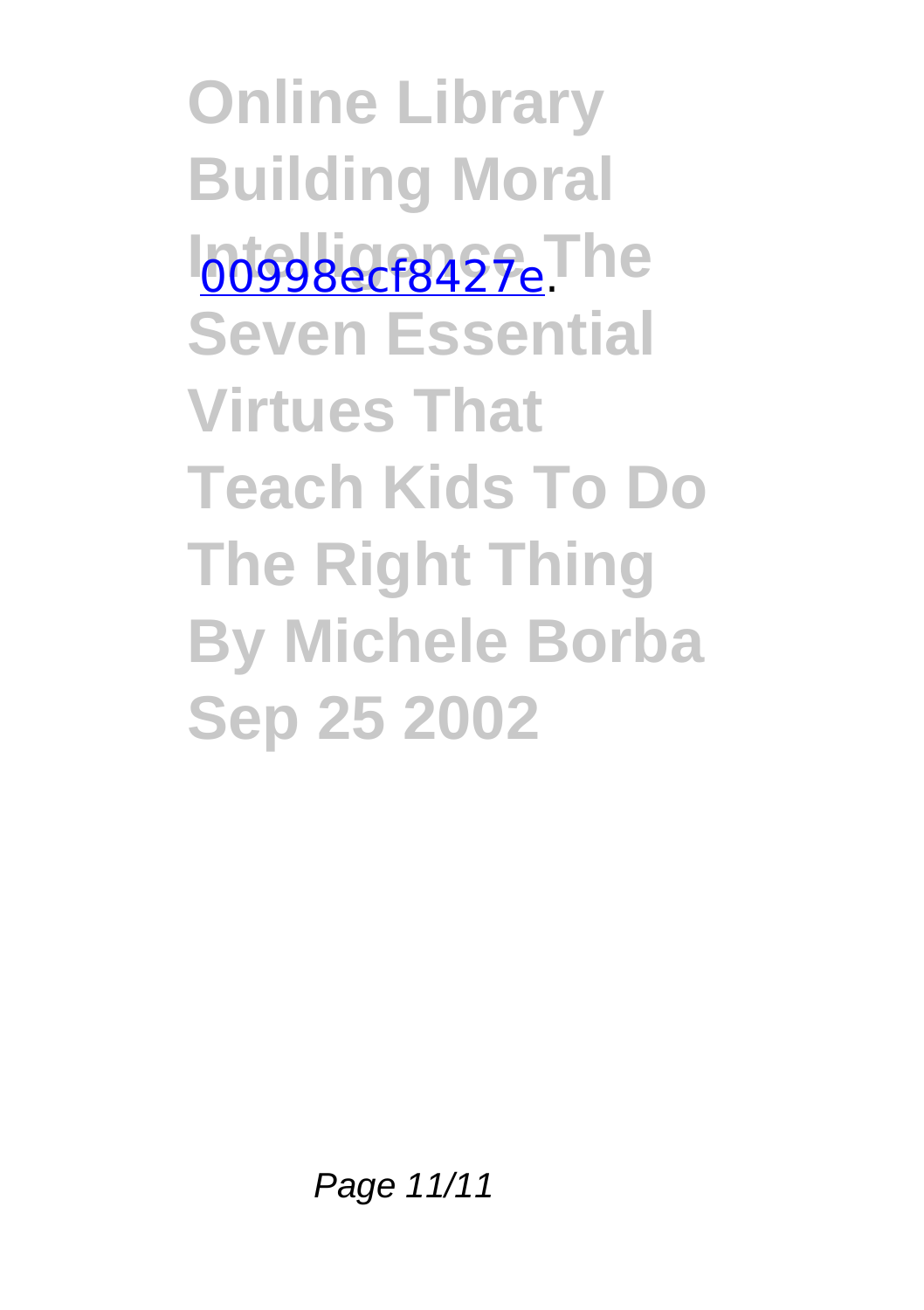00998ecf8427e.